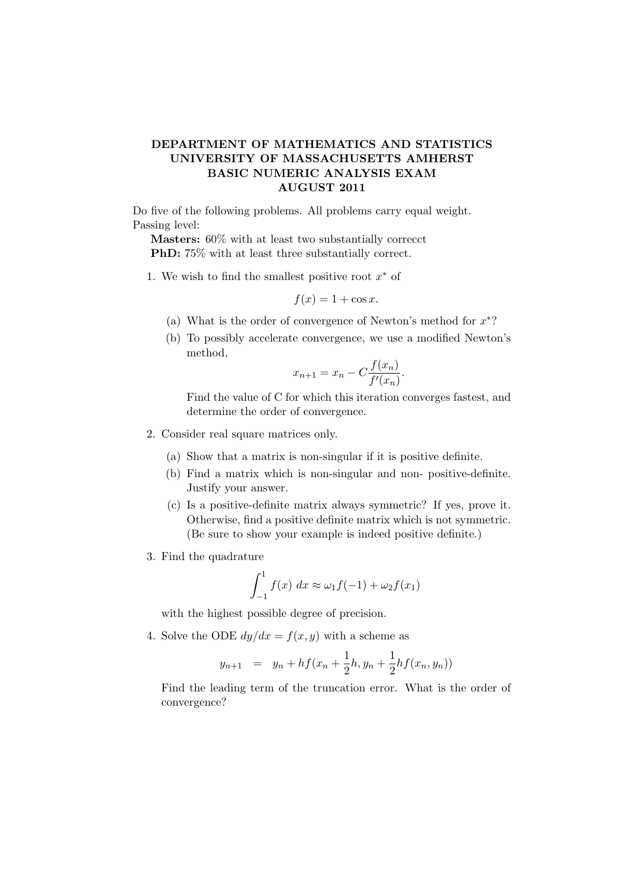# DEPARTMENT OF MATHEMATICS AND STATISTICS
# UNIVERSITY OF MASSACHUSETTS AMHERST
# BASIC NUMERIC ANALYSIS EXAM
# AUGUST 2011

Do five of the following problems. All problems carry equal weight.
Passing level:

**Masters:** 60% with at least two substantially correcct

**PhD:** 75% with at least three substantially correct.

1. We wish to find the smallest positive root $x^*$ of

   $$f(x) = 1 + \cos x.$$

   (a) What is the order of convergence of Newton's method for $x^*$?

   (b) To possibly accelerate convergence, we use a modified Newton's method,

   $$x_{n+1} = x_n - C\frac{f(x_n)}{f'(x_n)}.$$

   Find the value of C for which this iteration converges fastest, and determine the order of convergence.

2. Consider real square matrices only.

   (a) Show that a matrix is non-singular if it is positive definite.

   (b) Find a matrix which is non-singular and non- positive-definite. Justify your answer.

   (c) Is a positive-definite matrix always symmetric? If yes, prove it. Otherwise, find a positive definite matrix which is not symmetric. (Be sure to show your example is indeed positive definite.)

3. Find the quadrature

   $$\int_{-1}^{1} f(x)\, dx \approx \omega_1 f(-1) + \omega_2 f(x_1)$$

   with the highest possible degree of precision.

4. Solve the ODE $dy/dx = f(x, y)$ with a scheme as

   $$y_{n+1} \quad = \quad y_n + hf(x_n + \frac{1}{2}h, y_n + \frac{1}{2}hf(x_n, y_n))$$

   Find the leading term of the truncation error. What is the order of convergence?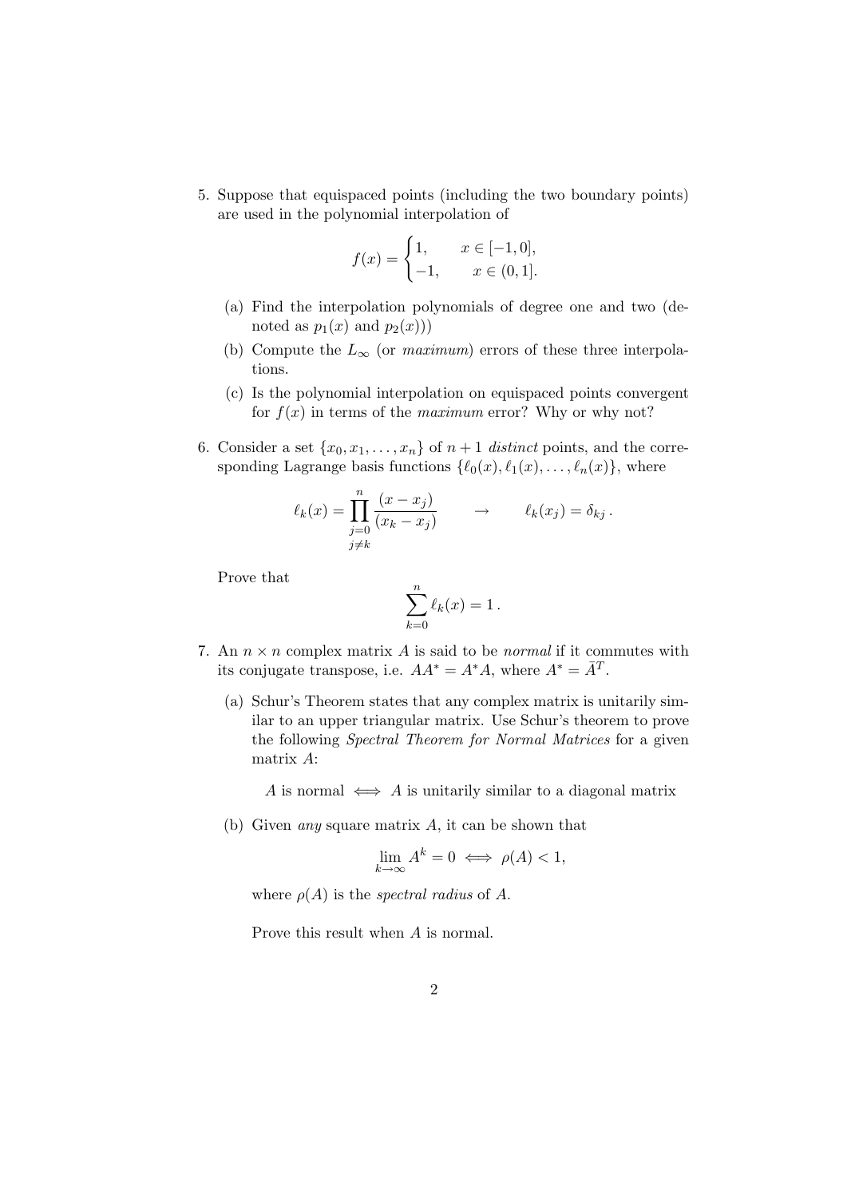5. Suppose that equispaced points (including the two boundary points) are used in the polynomial interpolation of

$$f(x) = \begin{cases} 1, & x \in [-1, 0], \\ -1, & x \in (0, 1]. \end{cases}$$

   (a) Find the interpolation polynomials of degree one and two (denoted as $p_1(x)$ and $p_2(x)$))

   (b) Compute the $L_\infty$ (or *maximum*) errors of these three interpolations.

   (c) Is the polynomial interpolation on equispaced points convergent for $f(x)$ in terms of the *maximum* error? Why or why not?

6. Consider a set $\{x_0, x_1, \ldots, x_n\}$ of $n+1$ *distinct* points, and the corresponding Lagrange basis functions $\{\ell_0(x), \ell_1(x), \ldots, \ell_n(x)\}$, where

$$\ell_k(x) = \prod_{\substack{j=0 \\ j \neq k}}^{n} \frac{(x - x_j)}{(x_k - x_j)} \qquad \rightarrow \qquad \ell_k(x_j) = \delta_{kj}\,.$$

   Prove that

$$\sum_{k=0}^{n} \ell_k(x) = 1\,.$$

7. An $n \times n$ complex matrix $A$ is said to be *normal* if it commutes with its conjugate transpose, i.e. $AA^* = A^*A$, where $A^* = \bar{A}^T$.

   (a) Schur's Theorem states that any complex matrix is unitarily similar to an upper triangular matrix. Use Schur's theorem to prove the following *Spectral Theorem for Normal Matrices* for a given matrix $A$:

$$A \text{ is normal} \iff A \text{ is unitarily similar to a diagonal matrix}$$

   (b) Given *any* square matrix $A$, it can be shown that

$$\lim_{k \to \infty} A^k = 0 \iff \rho(A) < 1,$$

   where $\rho(A)$ is the *spectral radius* of $A$.

   Prove this result when $A$ is normal.